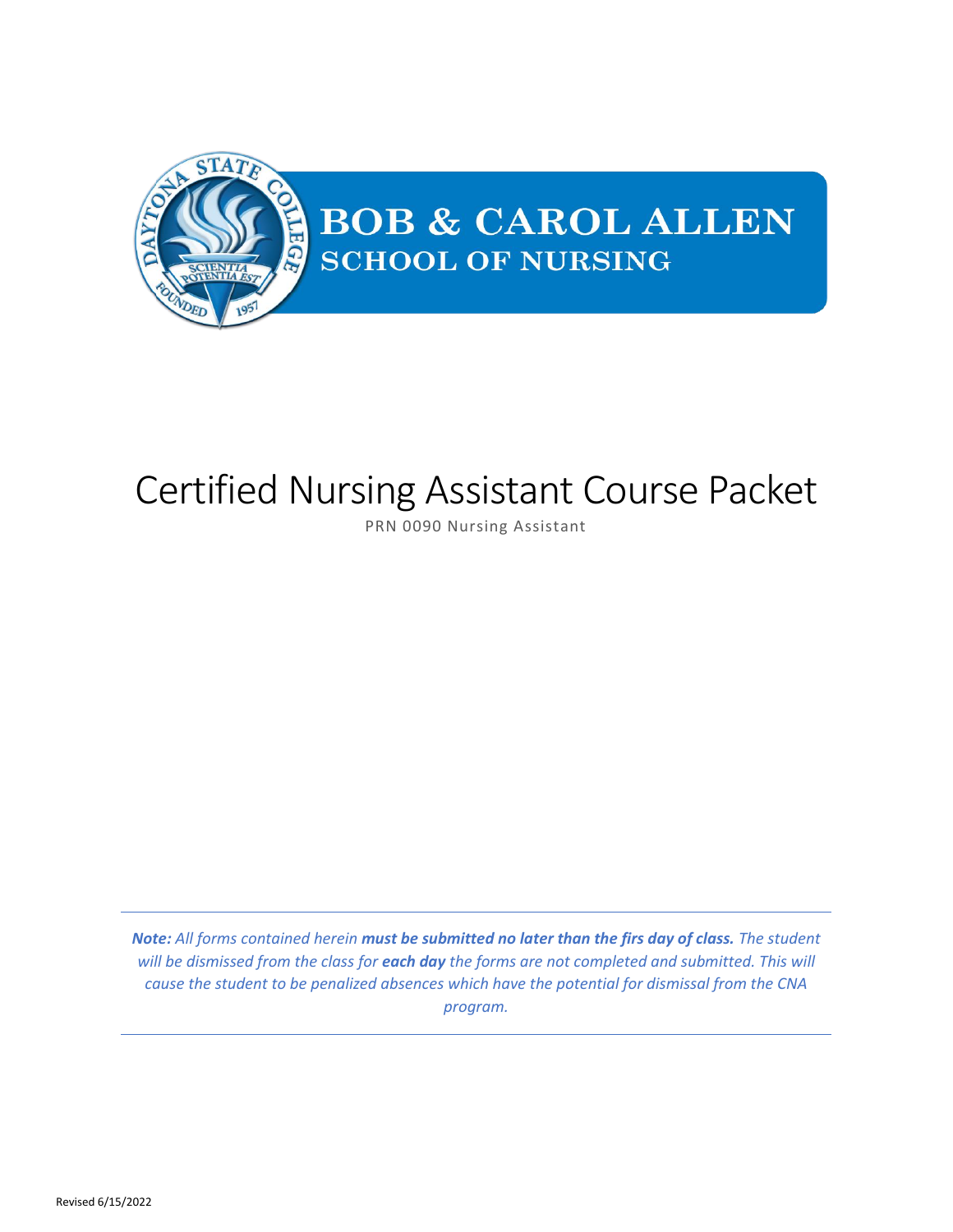# BOB & CAROL ALLEN
## SCHOOL OF NURSING

# Certified Nursing Assistant Course Packet

PRN 0090 Nursing Assistant

---

***Note:*** *All forms contained herein* ***must be submitted no later than the firs day of class.*** *The student will be dismissed from the class for* ***each day*** *the forms are not completed and submitted. This will cause the student to be penalized absences which have the potential for dismissal from the CNA program.*

---

Revised 6/15/2022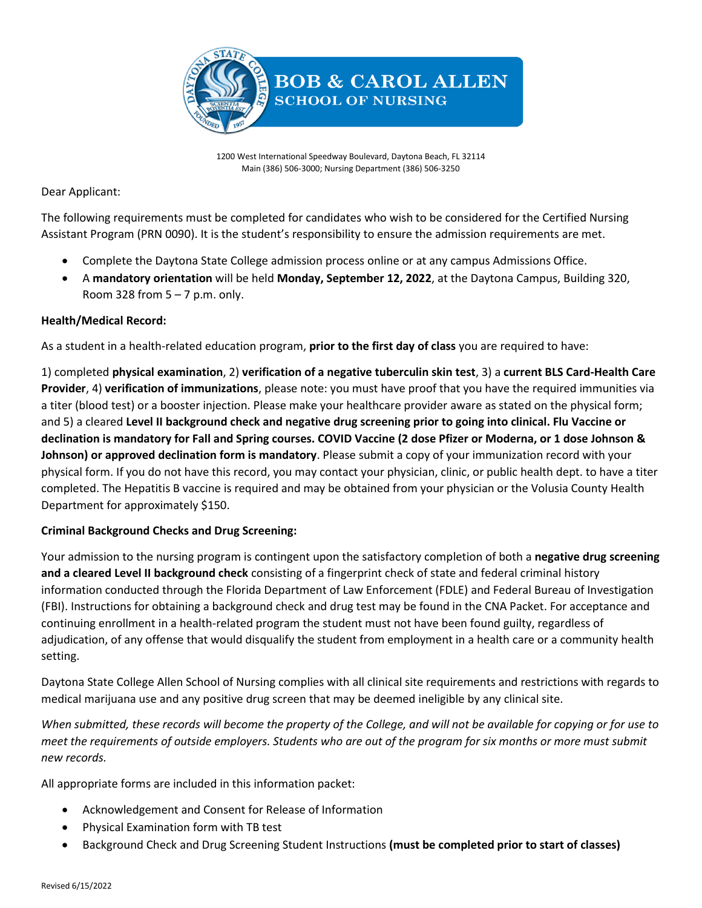**BOB & CAROL ALLEN**
**SCHOOL OF NURSING**

1200 West International Speedway Boulevard, Daytona Beach, FL 32114
Main (386) 506-3000; Nursing Department (386) 506-3250

Dear Applicant:

The following requirements must be completed for candidates who wish to be considered for the Certified Nursing Assistant Program (PRN 0090). It is the student's responsibility to ensure the admission requirements are met.

- Complete the Daytona State College admission process online or at any campus Admissions Office.
- A **mandatory orientation** will be held **Monday, September 12, 2022**, at the Daytona Campus, Building 320, Room 328 from 5 – 7 p.m. only.

**Health/Medical Record:**

As a student in a health-related education program, **prior to the first day of class** you are required to have:

1) completed **physical examination**, 2) **verification of a negative tuberculin skin test**, 3) a **current BLS Card-Health Care Provider**, 4) **verification of immunizations**, please note: you must have proof that you have the required immunities via a titer (blood test) or a booster injection. Please make your healthcare provider aware as stated on the physical form; and 5) a cleared **Level II background check and negative drug screening prior to going into clinical. Flu Vaccine or declination is mandatory for Fall and Spring courses. COVID Vaccine (2 dose Pfizer or Moderna, or 1 dose Johnson & Johnson) or approved declination form is mandatory**. Please submit a copy of your immunization record with your physical form. If you do not have this record, you may contact your physician, clinic, or public health dept. to have a titer completed. The Hepatitis B vaccine is required and may be obtained from your physician or the Volusia County Health Department for approximately $150.

**Criminal Background Checks and Drug Screening:**

Your admission to the nursing program is contingent upon the satisfactory completion of both a **negative drug screening and a cleared Level II background check** consisting of a fingerprint check of state and federal criminal history information conducted through the Florida Department of Law Enforcement (FDLE) and Federal Bureau of Investigation (FBI). Instructions for obtaining a background check and drug test may be found in the CNA Packet. For acceptance and continuing enrollment in a health-related program the student must not have been found guilty, regardless of adjudication, of any offense that would disqualify the student from employment in a health care or a community health setting.

Daytona State College Allen School of Nursing complies with all clinical site requirements and restrictions with regards to medical marijuana use and any positive drug screen that may be deemed ineligible by any clinical site.

*When submitted, these records will become the property of the College, and will not be available for copying or for use to meet the requirements of outside employers. Students who are out of the program for six months or more must submit new records.*

All appropriate forms are included in this information packet:

- Acknowledgement and Consent for Release of Information
- Physical Examination form with TB test
- Background Check and Drug Screening Student Instructions **(must be completed prior to start of classes)**

Revised 6/15/2022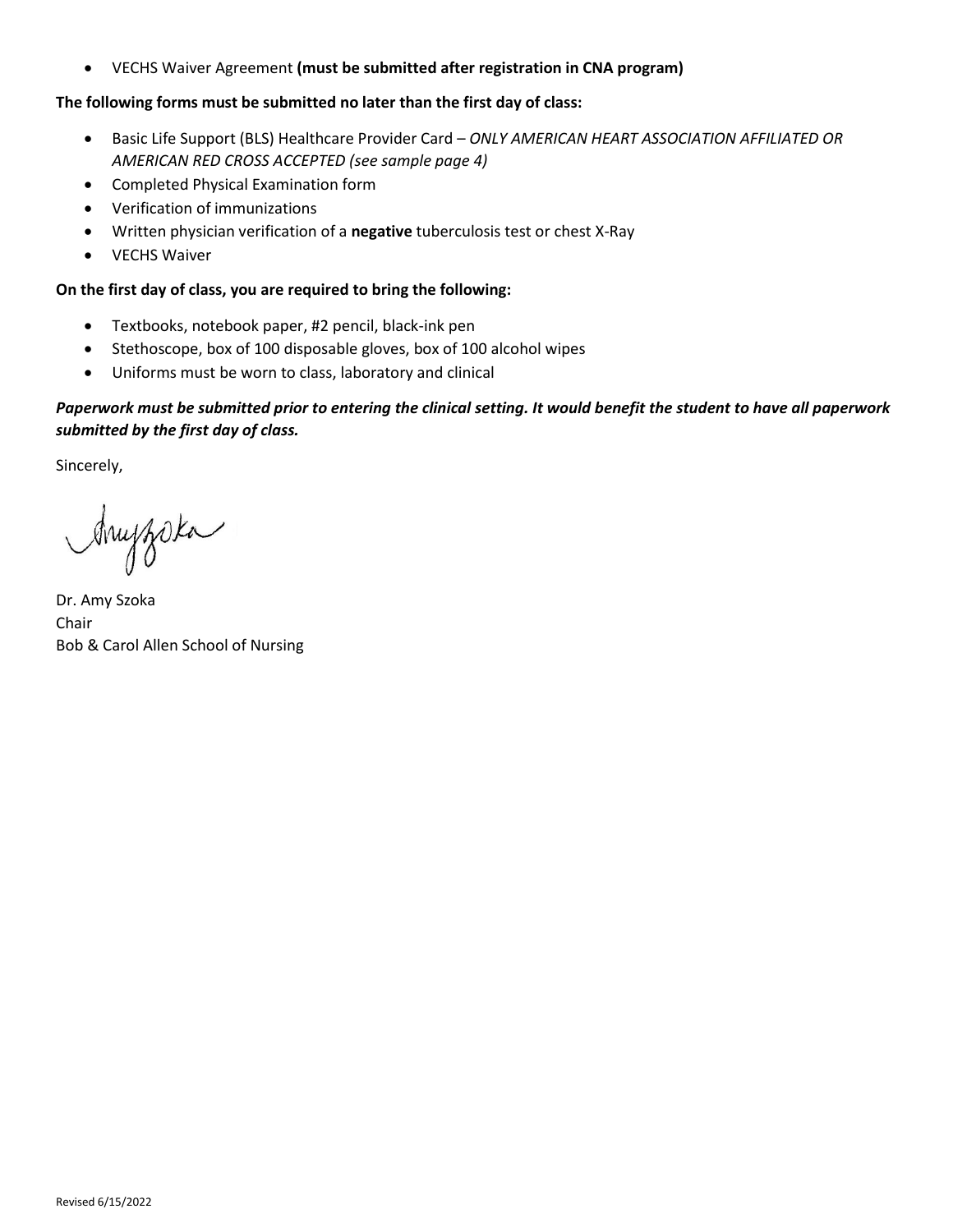- VECHS Waiver Agreement **(must be submitted after registration in CNA program)**

**The following forms must be submitted no later than the first day of class:**

- Basic Life Support (BLS) Healthcare Provider Card – *ONLY AMERICAN HEART ASSOCIATION AFFILIATED OR AMERICAN RED CROSS ACCEPTED (see sample page 4)*
- Completed Physical Examination form
- Verification of immunizations
- Written physician verification of a **negative** tuberculosis test or chest X-Ray
- VECHS Waiver

**On the first day of class, you are required to bring the following:**

- Textbooks, notebook paper, #2 pencil, black-ink pen
- Stethoscope, box of 100 disposable gloves, box of 100 alcohol wipes
- Uniforms must be worn to class, laboratory and clinical

***Paperwork must be submitted prior to entering the clinical setting. It would benefit the student to have all paperwork submitted by the first day of class.***

Sincerely,

Dr. Amy Szoka
Chair
Bob & Carol Allen School of Nursing

Revised 6/15/2022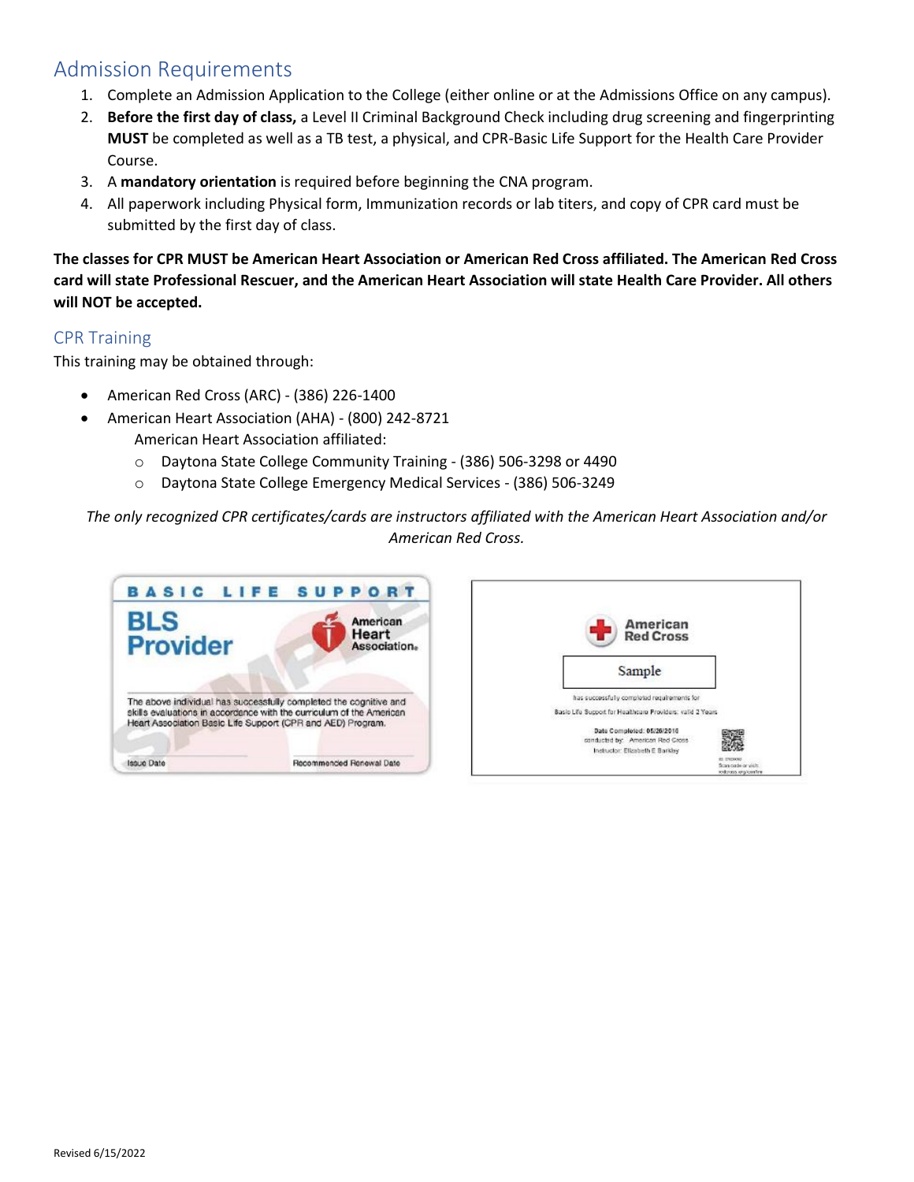## Admission Requirements

1. Complete an Admission Application to the College (either online or at the Admissions Office on any campus).
2. **Before the first day of class,** a Level II Criminal Background Check including drug screening and fingerprinting **MUST** be completed as well as a TB test, a physical, and CPR-Basic Life Support for the Health Care Provider Course.
3. A **mandatory orientation** is required before beginning the CNA program.
4. All paperwork including Physical form, Immunization records or lab titers, and copy of CPR card must be submitted by the first day of class.

**The classes for CPR MUST be American Heart Association or American Red Cross affiliated. The American Red Cross card will state Professional Rescuer, and the American Heart Association will state Health Care Provider. All others will NOT be accepted.**

### CPR Training

This training may be obtained through:

- American Red Cross (ARC) - (386) 226-1400
- American Heart Association (AHA) - (800) 242-8721
  American Heart Association affiliated:
  - Daytona State College Community Training - (386) 506-3298 or 4490
  - Daytona State College Emergency Medical Services - (386) 506-3249

*The only recognized CPR certificates/cards are instructors affiliated with the American Heart Association and/or American Red Cross.*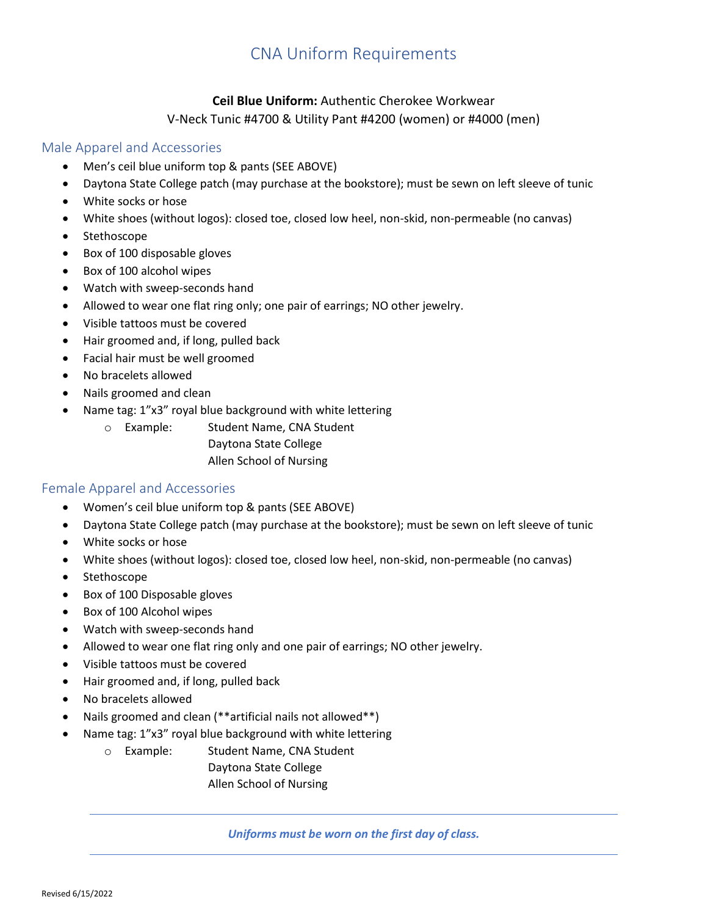# CNA Uniform Requirements

**Ceil Blue Uniform:** Authentic Cherokee Workwear
V-Neck Tunic #4700 & Utility Pant #4200 (women) or #4000 (men)

## Male Apparel and Accessories

- Men's ceil blue uniform top & pants (SEE ABOVE)
- Daytona State College patch (may purchase at the bookstore); must be sewn on left sleeve of tunic
- White socks or hose
- White shoes (without logos): closed toe, closed low heel, non-skid, non-permeable (no canvas)
- Stethoscope
- Box of 100 disposable gloves
- Box of 100 alcohol wipes
- Watch with sweep-seconds hand
- Allowed to wear one flat ring only; one pair of earrings; NO other jewelry.
- Visible tattoos must be covered
- Hair groomed and, if long, pulled back
- Facial hair must be well groomed
- No bracelets allowed
- Nails groomed and clean
- Name tag: 1"x3" royal blue background with white lettering
  - Example: Student Name, CNA Student
    Daytona State College
    Allen School of Nursing

## Female Apparel and Accessories

- Women's ceil blue uniform top & pants (SEE ABOVE)
- Daytona State College patch (may purchase at the bookstore); must be sewn on left sleeve of tunic
- White socks or hose
- White shoes (without logos): closed toe, closed low heel, non-skid, non-permeable (no canvas)
- Stethoscope
- Box of 100 Disposable gloves
- Box of 100 Alcohol wipes
- Watch with sweep-seconds hand
- Allowed to wear one flat ring only and one pair of earrings; NO other jewelry.
- Visible tattoos must be covered
- Hair groomed and, if long, pulled back
- No bracelets allowed
- Nails groomed and clean (**artificial nails not allowed**)
- Name tag: 1"x3" royal blue background with white lettering
  - Example: Student Name, CNA Student
    Daytona State College
    Allen School of Nursing

---

***Uniforms must be worn on the first day of class.***

---

Revised 6/15/2022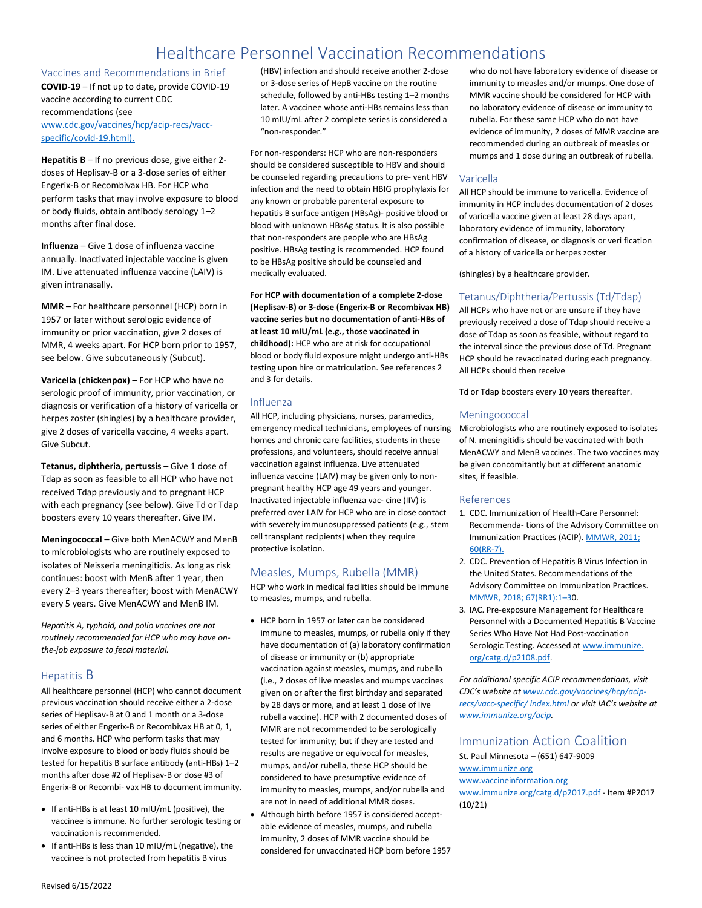# Healthcare Personnel Vaccination Recommendations

## Vaccines and Recommendations in Brief

**COVID-19** – If not up to date, provide COVID-19 vaccine according to current CDC recommendations (see www.cdc.gov/vaccines/hcp/acip-recs/vacc-specific/covid-19.html).

**Hepatitis B** – If no previous dose, give either 2-doses of Heplisav-B or a 3-dose series of either Engerix-B or Recombivax HB. For HCP who perform tasks that may involve exposure to blood or body fluids, obtain antibody serology 1–2 months after final dose.

**Influenza** – Give 1 dose of influenza vaccine annually. Inactivated injectable vaccine is given IM. Live attenuated influenza vaccine (LAIV) is given intranasally.

**MMR** – For healthcare personnel (HCP) born in 1957 or later without serologic evidence of immunity or prior vaccination, give 2 doses of MMR, 4 weeks apart. For HCP born prior to 1957, see below. Give subcutaneously (Subcut).

**Varicella (chickenpox)** – For HCP who have no serologic proof of immunity, prior vaccination, or diagnosis or verification of a history of varicella or herpes zoster (shingles) by a healthcare provider, give 2 doses of varicella vaccine, 4 weeks apart. Give Subcut.

**Tetanus, diphtheria, pertussis** – Give 1 dose of Tdap as soon as feasible to all HCP who have not received Tdap previously and to pregnant HCP with each pregnancy (see below). Give Td or Tdap boosters every 10 years thereafter. Give IM.

**Meningococcal** – Give both MenACWY and MenB to microbiologists who are routinely exposed to isolates of Neisseria meningitidis. As long as risk continues: boost with MenB after 1 year, then every 2–3 years thereafter; boost with MenACWY every 5 years. Give MenACWY and MenB IM.

*Hepatitis A, typhoid, and polio vaccines are not routinely recommended for HCP who may have on-the-job exposure to fecal material.*

## Hepatitis B

All healthcare personnel (HCP) who cannot document previous vaccination should receive either a 2-dose series of Heplisav-B at 0 and 1 month or a 3-dose series of either Engerix-B or Recombivax HB at 0, 1, and 6 months. HCP who perform tasks that may involve exposure to blood or body fluids should be tested for hepatitis B surface antibody (anti-HBs) 1–2 months after dose #2 of Heplisav-B or dose #3 of Engerix-B or Recombi- vax HB to document immunity.

- If anti-HBs is at least 10 mIU/mL (positive), the vaccinee is immune. No further serologic testing or vaccination is recommended.
- If anti-HBs is less than 10 mIU/mL (negative), the vaccinee is not protected from hepatitis B virus (HBV) infection and should receive another 2-dose or 3-dose series of HepB vaccine on the routine schedule, followed by anti-HBs testing 1–2 months later. A vaccinee whose anti-HBs remains less than 10 mIU/mL after 2 complete series is considered a "non-responder."

For non-responders: HCP who are non-responders should be considered susceptible to HBV and should be counseled regarding precautions to pre- vent HBV infection and the need to obtain HBIG prophylaxis for any known or probable parenteral exposure to hepatitis B surface antigen (HBsAg)- positive blood or blood with unknown HBsAg status. It is also possible that non-responders are people who are HBsAg positive. HBsAg testing is recommended. HCP found to be HBsAg positive should be counseled and medically evaluated.

**For HCP with documentation of a complete 2-dose (Heplisav-B) or 3-dose (Engerix-B or Recombivax HB) vaccine series but no documentation of anti-HBs of at least 10 mIU/mL (e.g., those vaccinated in childhood):** HCP who are at risk for occupational blood or body fluid exposure might undergo anti-HBs testing upon hire or matriculation. See references 2 and 3 for details.

## Influenza

All HCP, including physicians, nurses, paramedics, emergency medical technicians, employees of nursing homes and chronic care facilities, students in these professions, and volunteers, should receive annual vaccination against influenza. Live attenuated influenza vaccine (LAIV) may be given only to non-pregnant healthy HCP age 49 years and younger. Inactivated injectable influenza vac- cine (IIV) is preferred over LAIV for HCP who are in close contact with severely immunosuppressed patients (e.g., stem cell transplant recipients) when they require protective isolation.

## Measles, Mumps, Rubella (MMR)

HCP who work in medical facilities should be immune to measles, mumps, and rubella.

- HCP born in 1957 or later can be considered immune to measles, mumps, or rubella only if they have documentation of (a) laboratory confirmation of disease or immunity or (b) appropriate vaccination against measles, mumps, and rubella (i.e., 2 doses of live measles and mumps vaccines given on or after the first birthday and separated by 28 days or more, and at least 1 dose of live rubella vaccine). HCP with 2 documented doses of MMR are not recommended to be serologically tested for immunity; but if they are tested and results are negative or equivocal for measles, mumps, and/or rubella, these HCP should be considered to have presumptive evidence of immunity to measles, mumps, and/or rubella and are not in need of additional MMR doses.
- Although birth before 1957 is considered accept- able evidence of measles, mumps, and rubella immunity, 2 doses of MMR vaccine should be considered for unvaccinated HCP born before 1957 who do not have laboratory evidence of disease or immunity to measles and/or mumps. One dose of MMR vaccine should be considered for HCP with no laboratory evidence of disease or immunity to rubella. For these same HCP who do not have evidence of immunity, 2 doses of MMR vaccine are recommended during an outbreak of measles or mumps and 1 dose during an outbreak of rubella.

## Varicella

All HCP should be immune to varicella. Evidence of immunity in HCP includes documentation of 2 doses of varicella vaccine given at least 28 days apart, laboratory evidence of immunity, laboratory confirmation of disease, or diagnosis or veri fication of a history of varicella or herpes zoster (shingles) by a healthcare provider.

## Tetanus/Diphtheria/Pertussis (Td/Tdap)

All HCPs who have not or are unsure if they have previously received a dose of Tdap should receive a dose of Tdap as soon as feasible, without regard to the interval since the previous dose of Td. Pregnant HCP should be revaccinated during each pregnancy. All HCPs should then receive Td or Tdap boosters every 10 years thereafter.

## Meningococcal

Microbiologists who are routinely exposed to isolates of N. meningitidis should be vaccinated with both MenACWY and MenB vaccines. The two vaccines may be given concomitantly but at different anatomic sites, if feasible.

## References

1. CDC. Immunization of Health-Care Personnel: Recommenda- tions of the Advisory Committee on Immunization Practices (ACIP). MMWR, 2011; 60(RR-7).
2. CDC. Prevention of Hepatitis B Virus Infection in the United States. Recommendations of the Advisory Committee on Immunization Practices. MMWR, 2018; 67(RR1):1–30.
3. IAC. Pre-exposure Management for Healthcare Personnel with a Documented Hepatitis B Vaccine Series Who Have Not Had Post-vaccination Serologic Testing. Accessed at www.immunize.org/catg.d/p2108.pdf.

*For additional specific ACIP recommendations, visit CDC's website at www.cdc.gov/vaccines/hcp/acip-recs/vacc-specific/index.html or visit IAC's website at www.immunize.org/acip.*

## Immunization Action Coalition

St. Paul Minnesota – (651) 647-9009
www.immunize.org
www.vaccineinformation.org
www.immunize.org/catg.d/p2017.pdf - Item #P2017 (10/21)

Revised 6/15/2022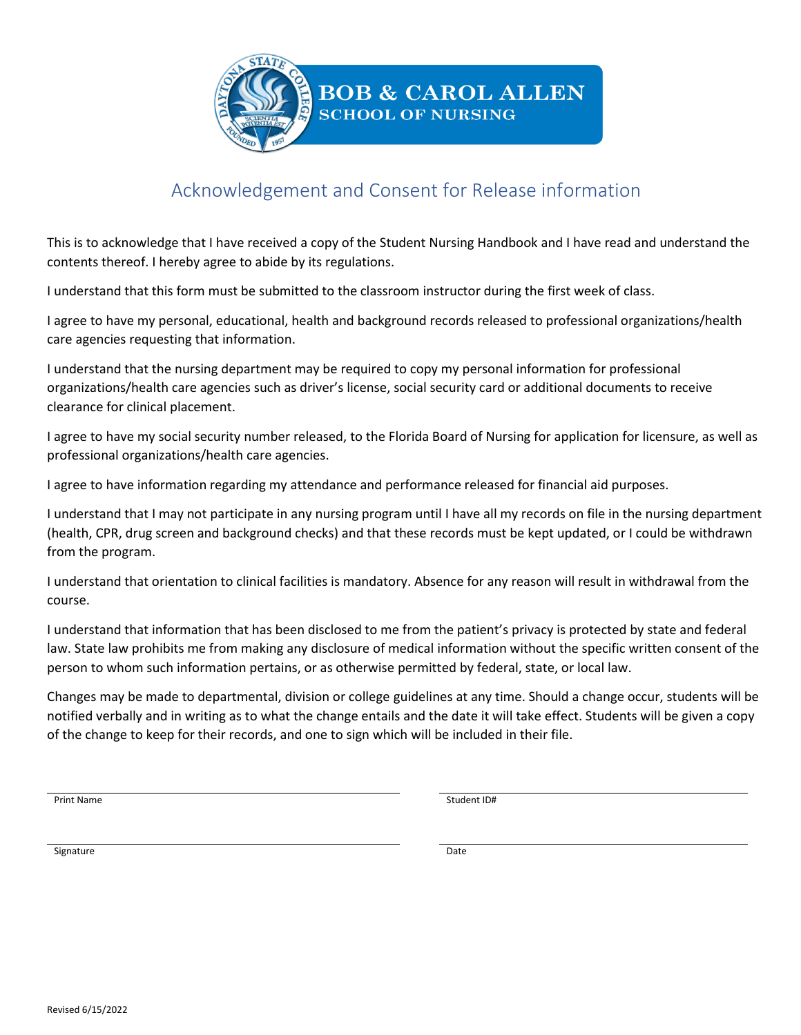# Acknowledgement and Consent for Release information

This is to acknowledge that I have received a copy of the Student Nursing Handbook and I have read and understand the contents thereof. I hereby agree to abide by its regulations.

I understand that this form must be submitted to the classroom instructor during the first week of class.

I agree to have my personal, educational, health and background records released to professional organizations/health care agencies requesting that information.

I understand that the nursing department may be required to copy my personal information for professional organizations/health care agencies such as driver's license, social security card or additional documents to receive clearance for clinical placement.

I agree to have my social security number released, to the Florida Board of Nursing for application for licensure, as well as professional organizations/health care agencies.

I agree to have information regarding my attendance and performance released for financial aid purposes.

I understand that I may not participate in any nursing program until I have all my records on file in the nursing department (health, CPR, drug screen and background checks) and that these records must be kept updated, or I could be withdrawn from the program.

I understand that orientation to clinical facilities is mandatory. Absence for any reason will result in withdrawal from the course.

I understand that information that has been disclosed to me from the patient's privacy is protected by state and federal law. State law prohibits me from making any disclosure of medical information without the specific written consent of the person to whom such information pertains, or as otherwise permitted by federal, state, or local law.

Changes may be made to departmental, division or college guidelines at any time. Should a change occur, students will be notified verbally and in writing as to what the change entails and the date it will take effect. Students will be given a copy of the change to keep for their records, and one to sign which will be included in their file.

Print Name ______________________ Student ID# ______________________

Signature ______________________ Date ______________________

Revised 6/15/2022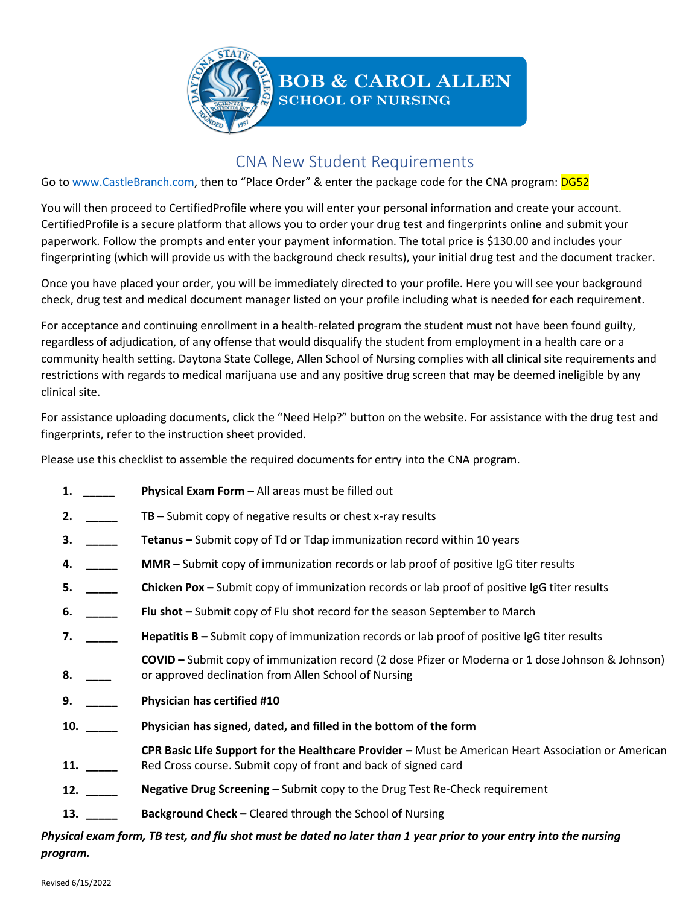BOB & CAROL ALLEN
SCHOOL OF NURSING

# CNA New Student Requirements

Go to www.CastleBranch.com, then to "Place Order" & enter the package code for the CNA program: DG52

You will then proceed to CertifiedProfile where you will enter your personal information and create your account. CertifiedProfile is a secure platform that allows you to order your drug test and fingerprints online and submit your paperwork. Follow the prompts and enter your payment information. The total price is $130.00 and includes your fingerprinting (which will provide us with the background check results), your initial drug test and the document tracker.

Once you have placed your order, you will be immediately directed to your profile. Here you will see your background check, drug test and medical document manager listed on your profile including what is needed for each requirement.

For acceptance and continuing enrollment in a health-related program the student must not have been found guilty, regardless of adjudication, of any offense that would disqualify the student from employment in a health care or a community health setting. Daytona State College, Allen School of Nursing complies with all clinical site requirements and restrictions with regards to medical marijuana use and any positive drug screen that may be deemed ineligible by any clinical site.

For assistance uploading documents, click the "Need Help?" button on the website. For assistance with the drug test and fingerprints, refer to the instruction sheet provided.

Please use this checklist to assemble the required documents for entry into the CNA program.

1. _____ **Physical Exam Form –** All areas must be filled out
2. _____ **TB –** Submit copy of negative results or chest x-ray results
3. _____ **Tetanus –** Submit copy of Td or Tdap immunization record within 10 years
4. _____ **MMR –** Submit copy of immunization records or lab proof of positive IgG titer results
5. _____ **Chicken Pox –** Submit copy of immunization records or lab proof of positive IgG titer results
6. _____ **Flu shot –** Submit copy of Flu shot record for the season September to March
7. _____ **Hepatitis B –** Submit copy of immunization records or lab proof of positive IgG titer results
8. ____ **COVID –** Submit copy of immunization record (2 dose Pfizer or Moderna or 1 dose Johnson & Johnson) or approved declination from Allen School of Nursing
9. _____ **Physician has certified #10**
10. _____ **Physician has signed, dated, and filled in the bottom of the form**
11. _____ **CPR Basic Life Support for the Healthcare Provider –** Must be American Heart Association or American Red Cross course. Submit copy of front and back of signed card
12. _____ **Negative Drug Screening –** Submit copy to the Drug Test Re-Check requirement
13. _____ **Background Check –** Cleared through the School of Nursing

***Physical exam form, TB test, and flu shot must be dated no later than 1 year prior to your entry into the nursing program.***

Revised 6/15/2022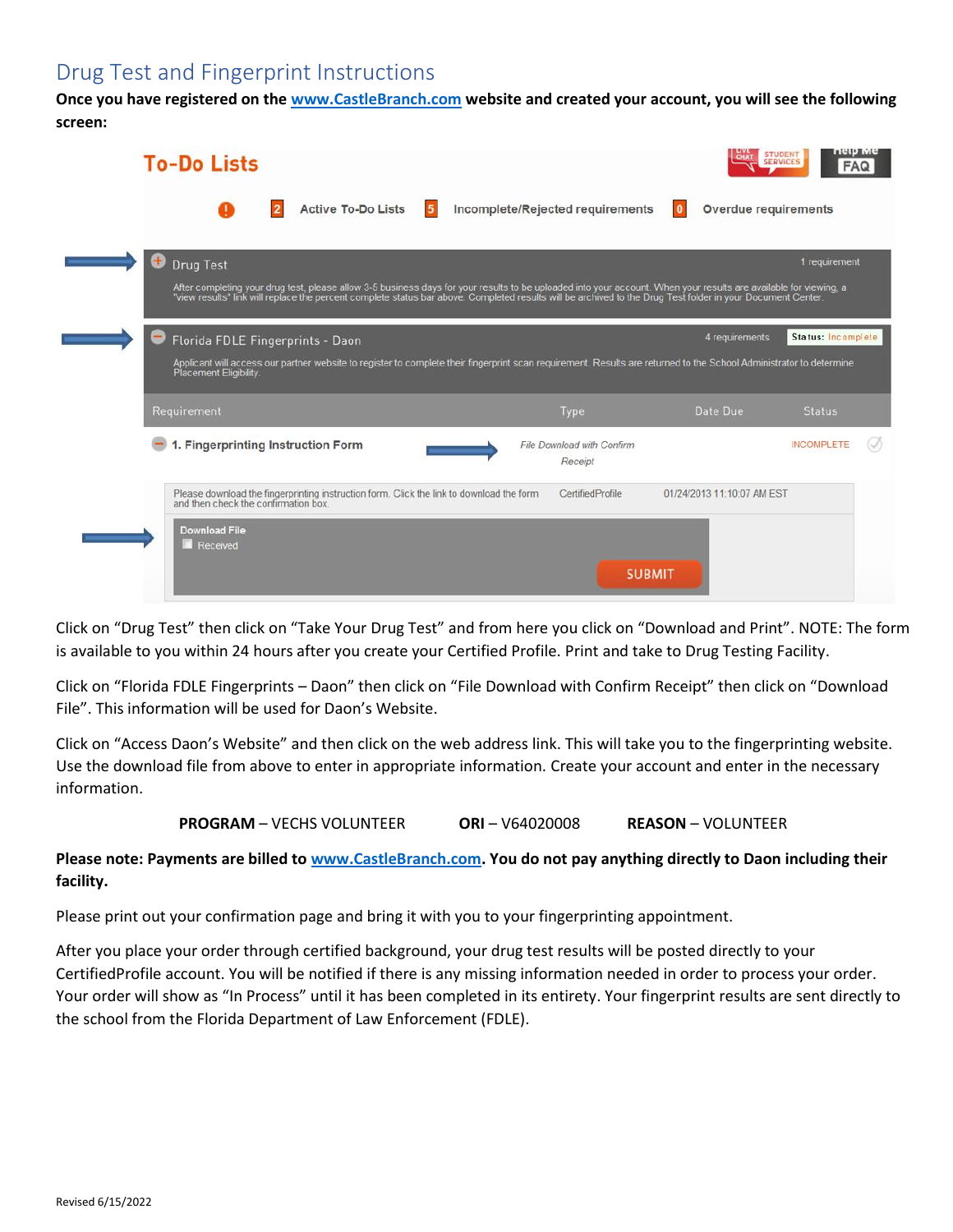## Drug Test and Fingerprint Instructions

**Once you have registered on the www.CastleBranch.com website and created your account, you will see the following screen:**

Click on "Drug Test" then click on "Take Your Drug Test" and from here you click on "Download and Print". NOTE: The form is available to you within 24 hours after you create your Certified Profile. Print and take to Drug Testing Facility.

Click on "Florida FDLE Fingerprints – Daon" then click on "File Download with Confirm Receipt" then click on "Download File". This information will be used for Daon's Website.

Click on "Access Daon's Website" and then click on the web address link. This will take you to the fingerprinting website. Use the download file from above to enter in appropriate information. Create your account and enter in the necessary information.

**PROGRAM** – VECHS VOLUNTEER **ORI** – V64020008 **REASON** – VOLUNTEER

**Please note: Payments are billed to www.CastleBranch.com. You do not pay anything directly to Daon including their facility.**

Please print out your confirmation page and bring it with you to your fingerprinting appointment.

After you place your order through certified background, your drug test results will be posted directly to your CertifiedProfile account. You will be notified if there is any missing information needed in order to process your order. Your order will show as "In Process" until it has been completed in its entirety. Your fingerprint results are sent directly to the school from the Florida Department of Law Enforcement (FDLE).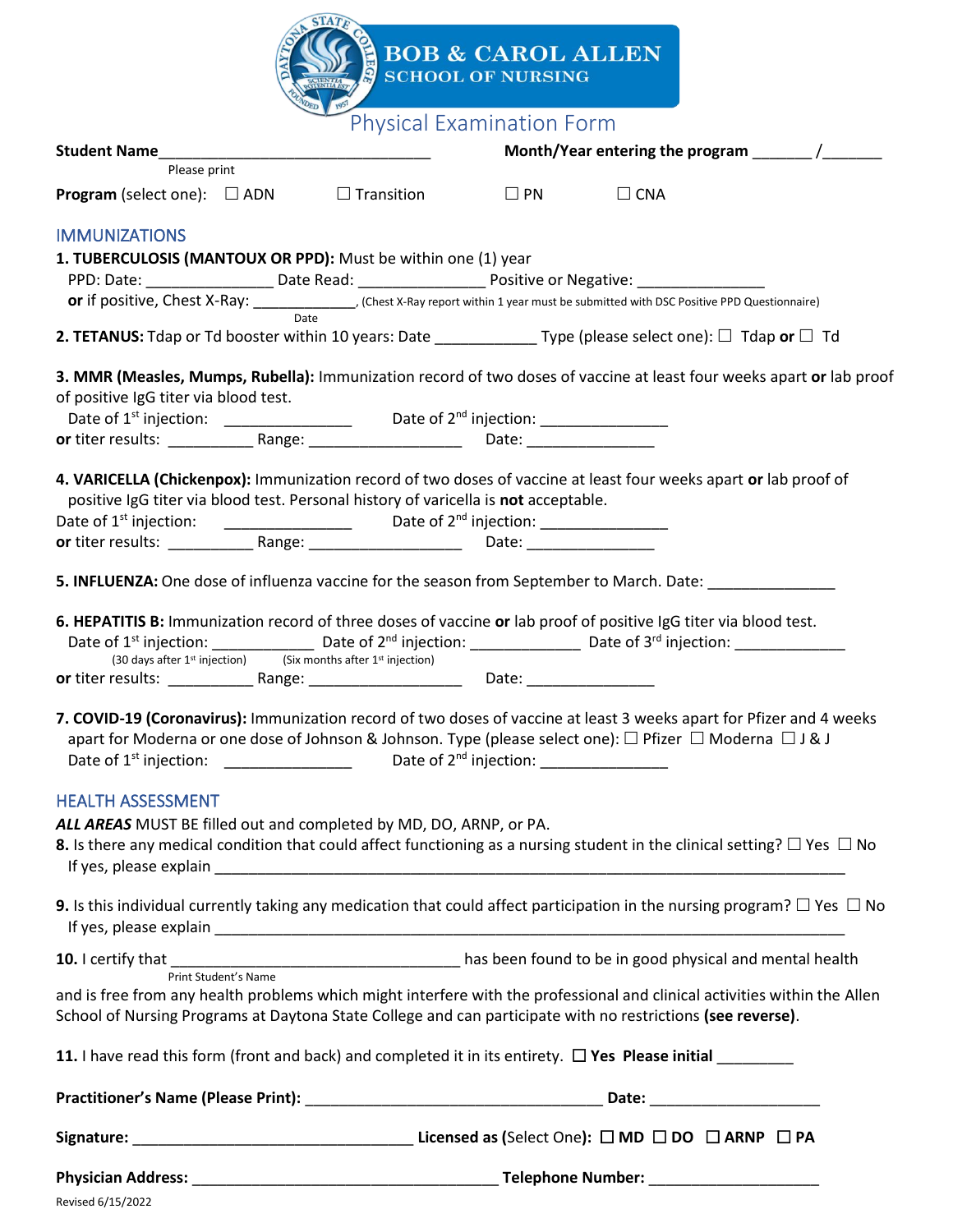# BOB & CAROL ALLEN SCHOOL OF NURSING

## Physical Examination Form

**Student Name**________________________________ **Month/Year entering the program** _______ /_______
Please print

**Program** (select one): ☐ ADN ☐ Transition ☐ PN ☐ CNA

## IMMUNIZATIONS

**1. TUBERCULOSIS (MANTOUX OR PPD):** Must be within one (1) year

PPD: Date: _______________ Date Read: _______________ Positive or Negative: _______________

**or** if positive, Chest X-Ray: ____________, (Chest X-Ray report within 1 year must be submitted with DSC Positive PPD Questionnaire)
Date

**2. TETANUS:** Tdap or Td booster within 10 years: Date ____________ Type (please select one): ☐ Tdap **or** ☐ Td

**3. MMR (Measles, Mumps, Rubella):** Immunization record of two doses of vaccine at least four weeks apart **or** lab proof of positive IgG titer via blood test.

Date of 1st injection: _______________ Date of 2nd injection: _______________

**or** titer results: __________ Range: __________________ Date: _______________

**4. VARICELLA (Chickenpox):** Immunization record of two doses of vaccine at least four weeks apart **or** lab proof of positive IgG titer via blood test. Personal history of varicella is **not** acceptable.

Date of 1st injection: _______________ Date of 2nd injection: _______________

**or** titer results: __________ Range: __________________ Date: _______________

**5. INFLUENZA:** One dose of influenza vaccine for the season from September to March. Date: _______________

**6. HEPATITIS B:** Immunization record of three doses of vaccine **or** lab proof of positive IgG titer via blood test.

Date of 1st injection: ____________ Date of 2nd injection: _____________ Date of 3rd injection: _____________
(30 days after 1st injection) (Six months after 1st injection)

**or** titer results: __________ Range: __________________ Date: _______________

**7. COVID-19 (Coronavirus):** Immunization record of two doses of vaccine at least 3 weeks apart for Pfizer and 4 weeks apart for Moderna or one dose of Johnson & Johnson. Type (please select one): ☐ Pfizer ☐ Moderna ☐ J & J

Date of 1st injection: _______________ Date of 2nd injection: _______________

## HEALTH ASSESSMENT

***ALL AREAS*** MUST BE filled out and completed by MD, DO, ARNP, or PA.

**8.** Is there any medical condition that could affect functioning as a nursing student in the clinical setting? ☐ Yes ☐ No
If yes, please explain ______________________________________________________________________________

**9.** Is this individual currently taking any medication that could affect participation in the nursing program? ☐ Yes ☐ No
If yes, please explain ______________________________________________________________________________

**10.** I certify that ___________________________________ has been found to be in good physical and mental health
Print Student's Name
and is free from any health problems which might interfere with the professional and clinical activities within the Allen School of Nursing Programs at Daytona State College and can participate with no restrictions **(see reverse)**.

**11.** I have read this form (front and back) and completed it in its entirety. ☐ **Yes Please initial** _________

**Practitioner's Name (Please Print):** ___________________________________ **Date:** ____________________

**Signature:** _________________________________ **Licensed as** (Select One)**:** ☐ **MD** ☐ **DO** ☐ **ARNP** ☐ **PA**

**Physician Address:** ____________________________________ **Telephone Number:** ____________________

Revised 6/15/2022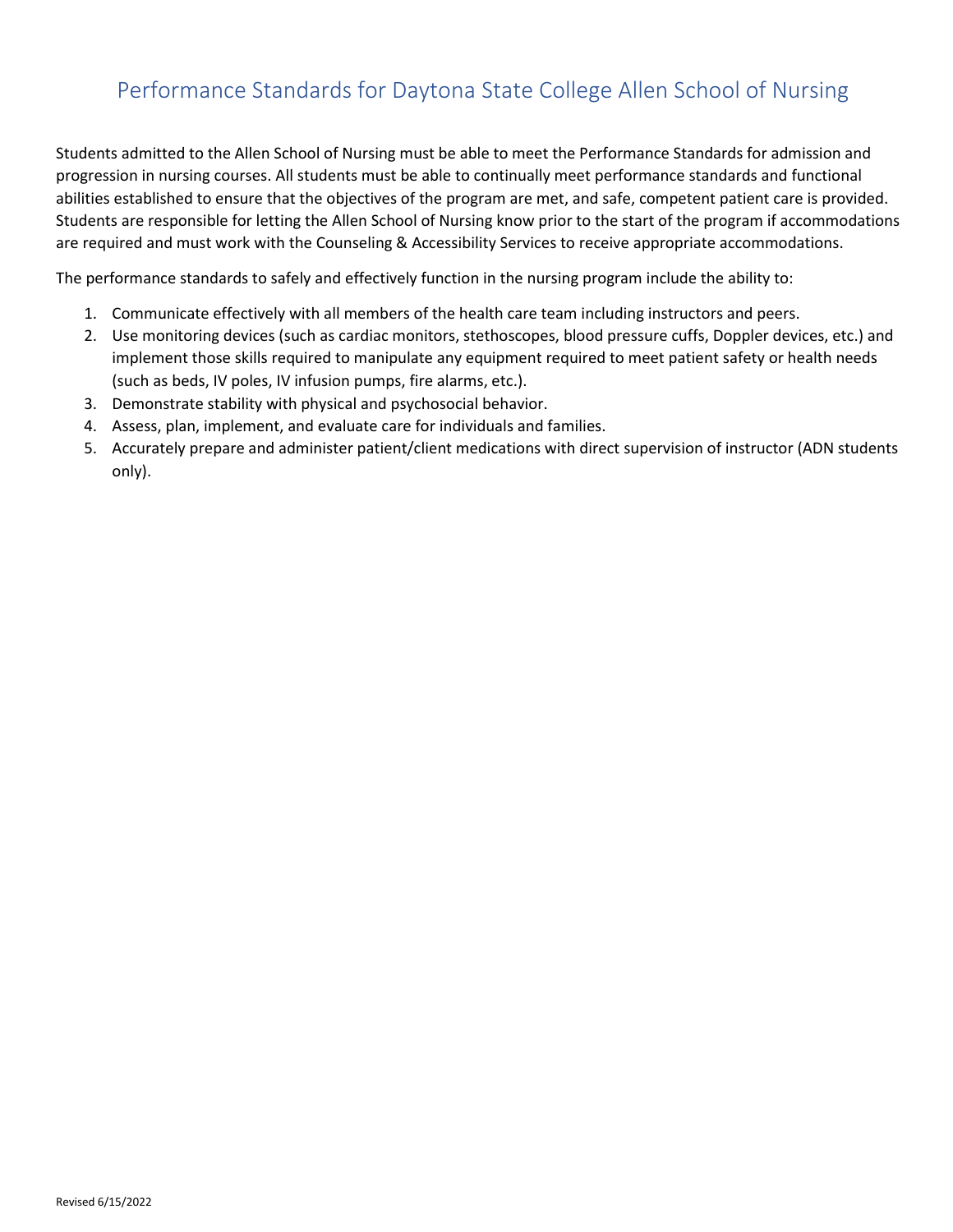# Performance Standards for Daytona State College Allen School of Nursing

Students admitted to the Allen School of Nursing must be able to meet the Performance Standards for admission and progression in nursing courses. All students must be able to continually meet performance standards and functional abilities established to ensure that the objectives of the program are met, and safe, competent patient care is provided. Students are responsible for letting the Allen School of Nursing know prior to the start of the program if accommodations are required and must work with the Counseling & Accessibility Services to receive appropriate accommodations.

The performance standards to safely and effectively function in the nursing program include the ability to:

1. Communicate effectively with all members of the health care team including instructors and peers.
2. Use monitoring devices (such as cardiac monitors, stethoscopes, blood pressure cuffs, Doppler devices, etc.) and implement those skills required to manipulate any equipment required to meet patient safety or health needs (such as beds, IV poles, IV infusion pumps, fire alarms, etc.).
3. Demonstrate stability with physical and psychosocial behavior.
4. Assess, plan, implement, and evaluate care for individuals and families.
5. Accurately prepare and administer patient/client medications with direct supervision of instructor (ADN students only).

Revised 6/15/2022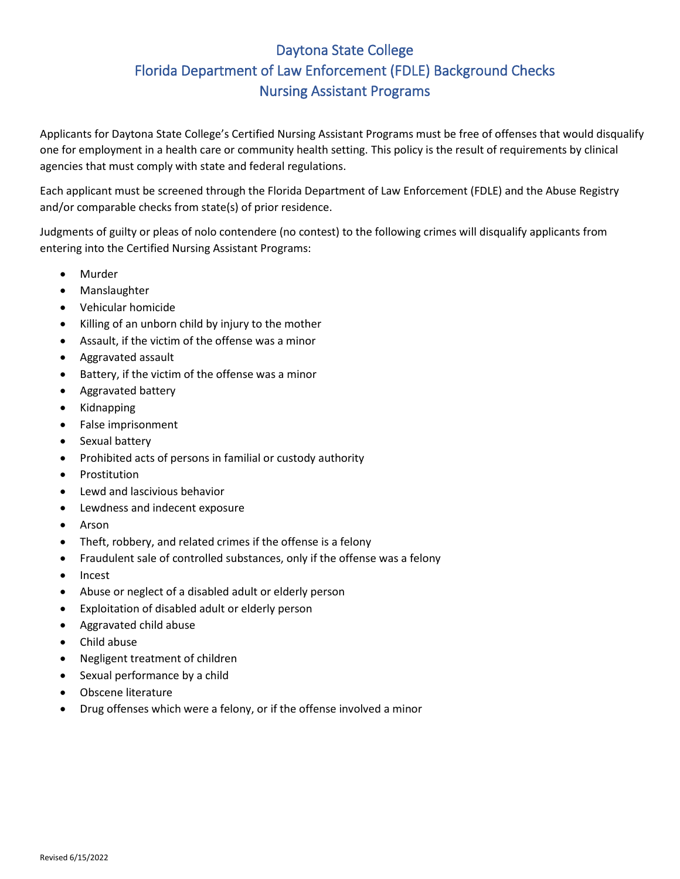# Daytona State College
## Florida Department of Law Enforcement (FDLE) Background Checks
## Nursing Assistant Programs

Applicants for Daytona State College's Certified Nursing Assistant Programs must be free of offenses that would disqualify one for employment in a health care or community health setting. This policy is the result of requirements by clinical agencies that must comply with state and federal regulations.

Each applicant must be screened through the Florida Department of Law Enforcement (FDLE) and the Abuse Registry and/or comparable checks from state(s) of prior residence.

Judgments of guilty or pleas of nolo contendere (no contest) to the following crimes will disqualify applicants from entering into the Certified Nursing Assistant Programs:

- Murder
- Manslaughter
- Vehicular homicide
- Killing of an unborn child by injury to the mother
- Assault, if the victim of the offense was a minor
- Aggravated assault
- Battery, if the victim of the offense was a minor
- Aggravated battery
- Kidnapping
- False imprisonment
- Sexual battery
- Prohibited acts of persons in familial or custody authority
- Prostitution
- Lewd and lascivious behavior
- Lewdness and indecent exposure
- Arson
- Theft, robbery, and related crimes if the offense is a felony
- Fraudulent sale of controlled substances, only if the offense was a felony
- Incest
- Abuse or neglect of a disabled adult or elderly person
- Exploitation of disabled adult or elderly person
- Aggravated child abuse
- Child abuse
- Negligent treatment of children
- Sexual performance by a child
- Obscene literature
- Drug offenses which were a felony, or if the offense involved a minor

Revised 6/15/2022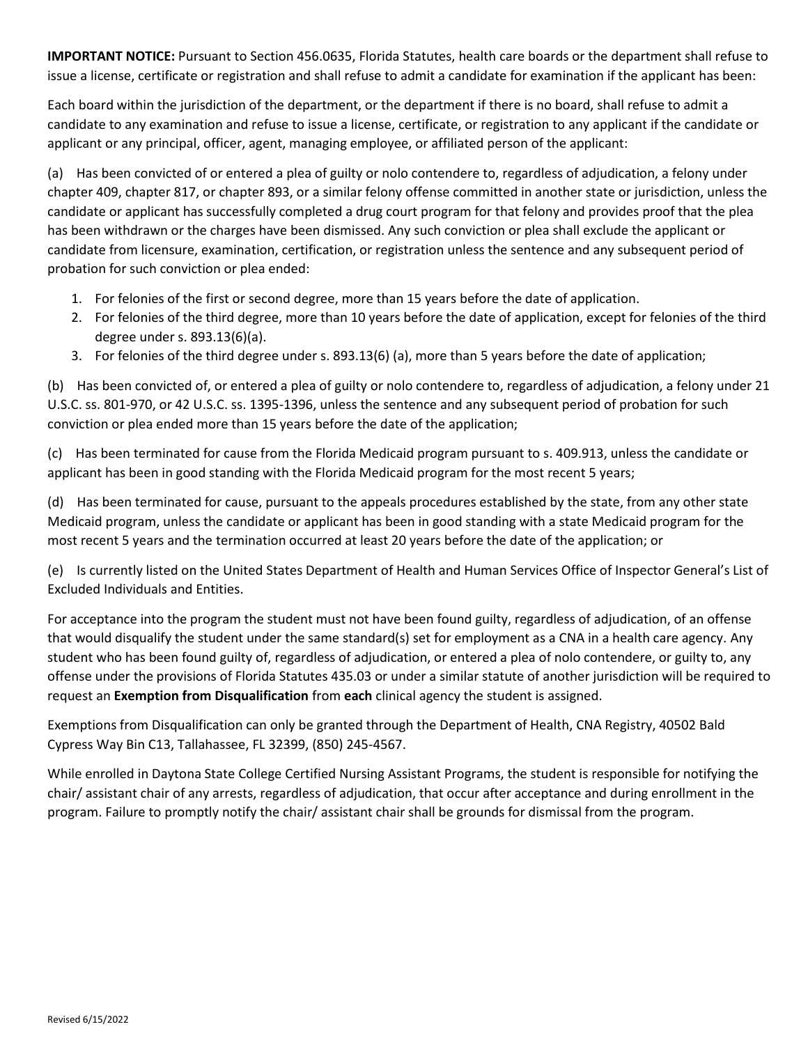**IMPORTANT NOTICE:** Pursuant to Section 456.0635, Florida Statutes, health care boards or the department shall refuse to issue a license, certificate or registration and shall refuse to admit a candidate for examination if the applicant has been:

Each board within the jurisdiction of the department, or the department if there is no board, shall refuse to admit a candidate to any examination and refuse to issue a license, certificate, or registration to any applicant if the candidate or applicant or any principal, officer, agent, managing employee, or affiliated person of the applicant:

(a) Has been convicted of or entered a plea of guilty or nolo contendere to, regardless of adjudication, a felony under chapter 409, chapter 817, or chapter 893, or a similar felony offense committed in another state or jurisdiction, unless the candidate or applicant has successfully completed a drug court program for that felony and provides proof that the plea has been withdrawn or the charges have been dismissed. Any such conviction or plea shall exclude the applicant or candidate from licensure, examination, certification, or registration unless the sentence and any subsequent period of probation for such conviction or plea ended:

1. For felonies of the first or second degree, more than 15 years before the date of application.
2. For felonies of the third degree, more than 10 years before the date of application, except for felonies of the third degree under s. 893.13(6)(a).
3. For felonies of the third degree under s. 893.13(6) (a), more than 5 years before the date of application;

(b) Has been convicted of, or entered a plea of guilty or nolo contendere to, regardless of adjudication, a felony under 21 U.S.C. ss. 801-970, or 42 U.S.C. ss. 1395-1396, unless the sentence and any subsequent period of probation for such conviction or plea ended more than 15 years before the date of the application;

(c) Has been terminated for cause from the Florida Medicaid program pursuant to s. 409.913, unless the candidate or applicant has been in good standing with the Florida Medicaid program for the most recent 5 years;

(d) Has been terminated for cause, pursuant to the appeals procedures established by the state, from any other state Medicaid program, unless the candidate or applicant has been in good standing with a state Medicaid program for the most recent 5 years and the termination occurred at least 20 years before the date of the application; or

(e) Is currently listed on the United States Department of Health and Human Services Office of Inspector General's List of Excluded Individuals and Entities.

For acceptance into the program the student must not have been found guilty, regardless of adjudication, of an offense that would disqualify the student under the same standard(s) set for employment as a CNA in a health care agency. Any student who has been found guilty of, regardless of adjudication, or entered a plea of nolo contendere, or guilty to, any offense under the provisions of Florida Statutes 435.03 or under a similar statute of another jurisdiction will be required to request an **Exemption from Disqualification** from **each** clinical agency the student is assigned.

Exemptions from Disqualification can only be granted through the Department of Health, CNA Registry, 40502 Bald Cypress Way Bin C13, Tallahassee, FL 32399, (850) 245-4567.

While enrolled in Daytona State College Certified Nursing Assistant Programs, the student is responsible for notifying the chair/ assistant chair of any arrests, regardless of adjudication, that occur after acceptance and during enrollment in the program. Failure to promptly notify the chair/ assistant chair shall be grounds for dismissal from the program.

Revised 6/15/2022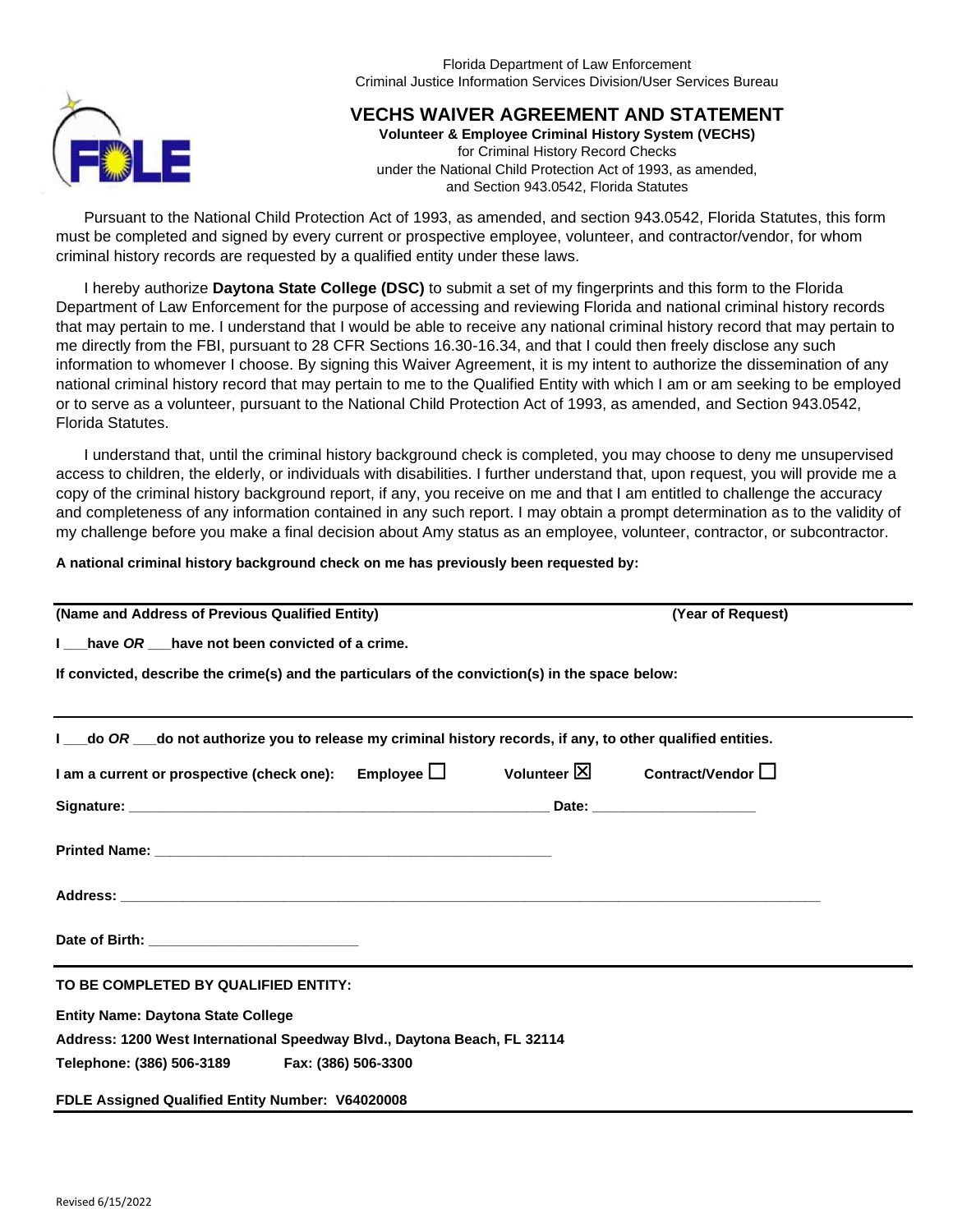Florida Department of Law Enforcement
Criminal Justice Information Services Division/User Services Bureau

# VECHS WAIVER AGREEMENT AND STATEMENT

**Volunteer & Employee Criminal History System (VECHS)**
for Criminal History Record Checks
under the National Child Protection Act of 1993, as amended,
and Section 943.0542, Florida Statutes

Pursuant to the National Child Protection Act of 1993, as amended, and section 943.0542, Florida Statutes, this form must be completed and signed by every current or prospective employee, volunteer, and contractor/vendor, for whom criminal history records are requested by a qualified entity under these laws.

I hereby authorize **Daytona State College (DSC)** to submit a set of my fingerprints and this form to the Florida Department of Law Enforcement for the purpose of accessing and reviewing Florida and national criminal history records that may pertain to me. I understand that I would be able to receive any national criminal history record that may pertain to me directly from the FBI, pursuant to 28 CFR Sections 16.30-16.34, and that I could then freely disclose any such information to whomever I choose. By signing this Waiver Agreement, it is my intent to authorize the dissemination of any national criminal history record that may pertain to me to the Qualified Entity with which I am or am seeking to be employed or to serve as a volunteer, pursuant to the National Child Protection Act of 1993, as amended, and Section 943.0542, Florida Statutes.

I understand that, until the criminal history background check is completed, you may choose to deny me unsupervised access to children, the elderly, or individuals with disabilities. I further understand that, upon request, you will provide me a copy of the criminal history background report, if any, you receive on me and that I am entitled to challenge the accuracy and completeness of any information contained in any such report. I may obtain a prompt determination as to the validity of my challenge before you make a final decision about Amy status as an employee, volunteer, contractor, or subcontractor.

**A national criminal history background check on me has previously been requested by:**

---

**(Name and Address of Previous Qualified Entity)** **(Year of Request)**

**I \_\_\_have *OR* \_\_\_have not been convicted of a crime.**

**If convicted, describe the crime(s) and the particulars of the conviction(s) in the space below:**

---

**I \_\_\_do *OR* \_\_\_do not authorize you to release my criminal history records, if any, to other qualified entities.**

**I am a current or prospective (check one):** **Employee** ☐ **Volunteer** ☒ **Contract/Vendor** ☐

**Signature:** \_\_\_\_\_\_\_\_\_\_\_\_\_\_\_\_\_\_\_\_\_\_\_\_\_\_\_\_\_\_\_\_\_\_\_\_\_\_\_\_\_\_\_\_ **Date:** \_\_\_\_\_\_\_\_\_\_\_\_\_\_\_\_\_\_

**Printed Name:** \_\_\_\_\_\_\_\_\_\_\_\_\_\_\_\_\_\_\_\_\_\_\_\_\_\_\_\_\_\_\_\_\_\_\_\_\_\_\_\_\_\_\_\_

**Address:** \_\_\_\_\_\_\_\_\_\_\_\_\_\_\_\_\_\_\_\_\_\_\_\_\_\_\_\_\_\_\_\_\_\_\_\_\_\_\_\_\_\_\_\_\_\_\_\_\_\_\_\_\_\_\_\_\_\_\_\_\_\_\_\_\_\_\_\_\_\_

**Date of Birth:** \_\_\_\_\_\_\_\_\_\_\_\_\_\_\_\_\_\_\_\_\_\_\_

---

**TO BE COMPLETED BY QUALIFIED ENTITY:**

**Entity Name: Daytona State College**

**Address: 1200 West International Speedway Blvd., Daytona Beach, FL 32114**

**Telephone: (386) 506-3189** **Fax: (386) 506-3300**

**FDLE Assigned Qualified Entity Number: V64020008**

Revised 6/15/2022